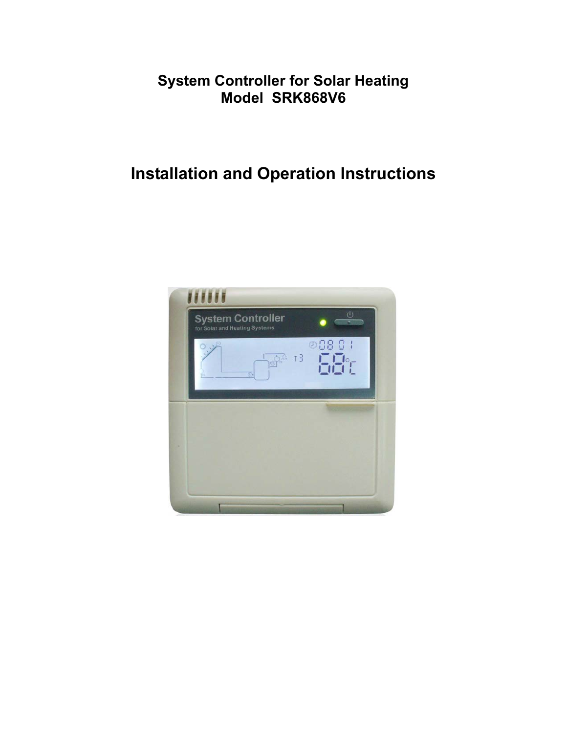**System Controller for Solar Heating**
**Model SRK868V6**

# Installation and Operation Instructions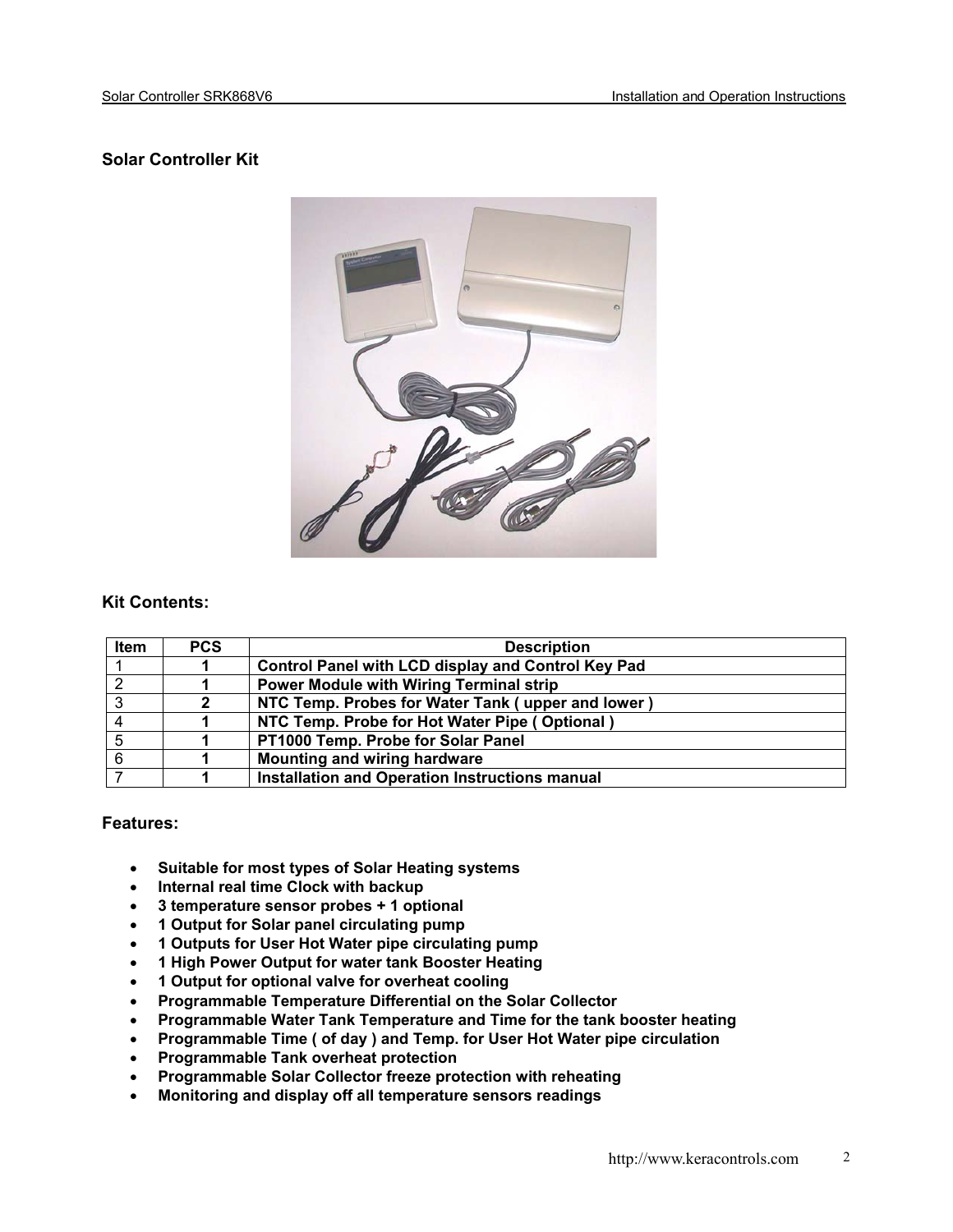## Solar Controller Kit

## Kit Contents:

| Item | PCS | Description |
|---|---|---|
| 1 | 1 | **Control Panel with LCD display and Control Key Pad** |
| 2 | 1 | **Power Module with Wiring Terminal strip** |
| 3 | 2 | **NTC Temp. Probes for Water Tank ( upper and lower )** |
| 4 | 1 | **NTC Temp. Probe for Hot Water Pipe ( Optional )** |
| 5 | 1 | **PT1000 Temp. Probe for Solar Panel** |
| 6 | 1 | **Mounting and wiring hardware** |
| 7 | 1 | **Installation and Operation Instructions manual** |

## Features:

- **Suitable for most types of Solar Heating systems**
- **Internal real time Clock with backup**
- **3 temperature sensor probes + 1 optional**
- **1 Output for Solar panel circulating pump**
- **1 Outputs for User Hot Water pipe circulating pump**
- **1 High Power Output for water tank Booster Heating**
- **1 Output for optional valve for overheat cooling**
- **Programmable Temperature Differential on the Solar Collector**
- **Programmable Water Tank Temperature and Time for the tank booster heating**
- **Programmable Time ( of day ) and Temp. for User Hot Water pipe circulation**
- **Programmable Tank overheat protection**
- **Programmable Solar Collector freeze protection with reheating**
- **Monitoring and display off all temperature sensors readings**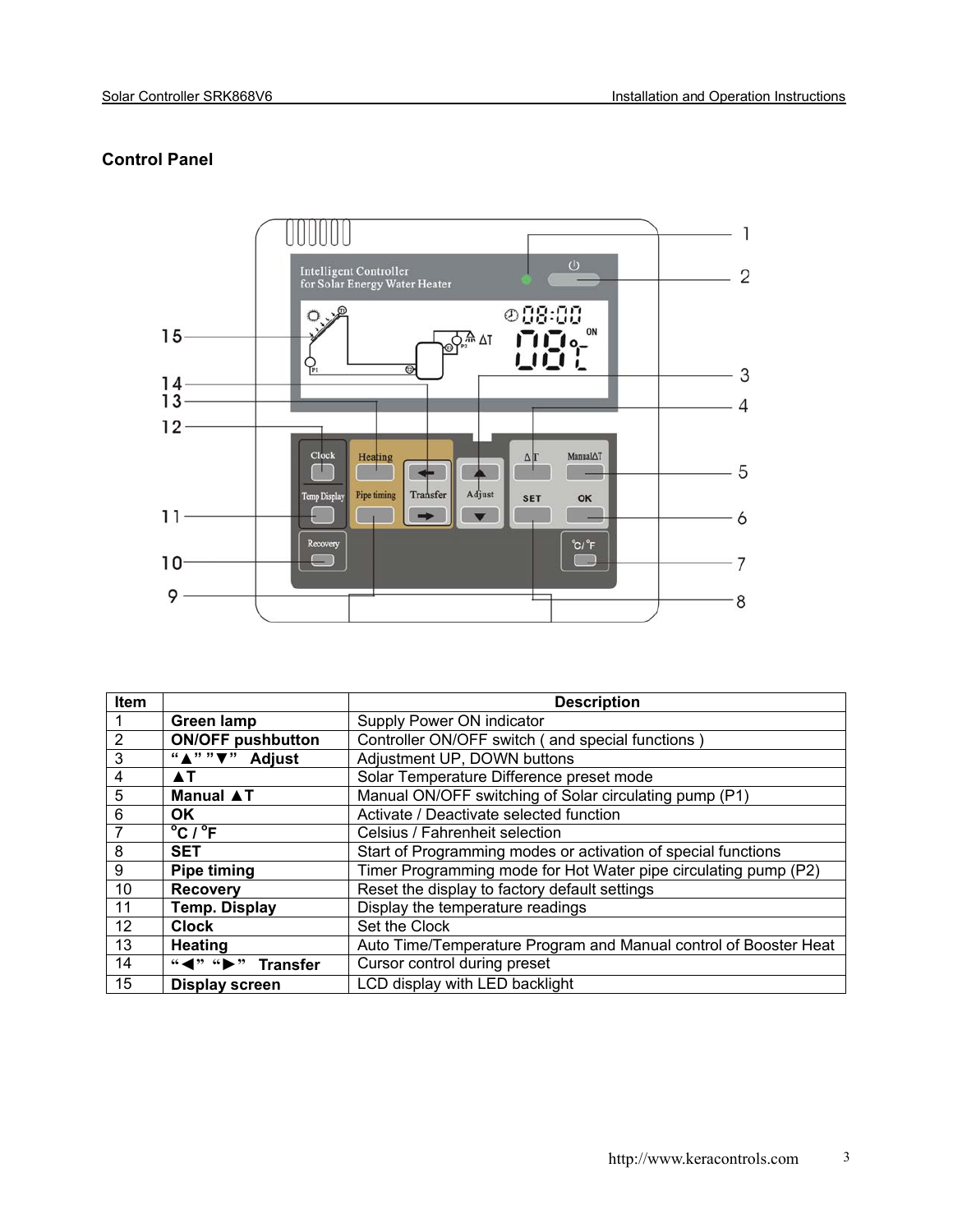## Control Panel

| Item | | Description |
|---|---|---|
| 1 | **Green lamp** | Supply Power ON indicator |
| 2 | **ON/OFF pushbutton** | Controller ON/OFF switch ( and special functions ) |
| 3 | **"▲" "▼" Adjust** | Adjustment UP, DOWN buttons |
| 4 | **▲T** | Solar Temperature Difference preset mode |
| 5 | **Manual ▲T** | Manual ON/OFF switching of Solar circulating pump (P1) |
| 6 | **OK** | Activate / Deactivate selected function |
| 7 | **°C / °F** | Celsius / Fahrenheit selection |
| 8 | **SET** | Start of Programming modes or activation of special functions |
| 9 | **Pipe timing** | Timer Programming mode for Hot Water pipe circulating pump (P2) |
| 10 | **Recovery** | Reset the display to factory default settings |
| 11 | **Temp. Display** | Display the temperature readings |
| 12 | **Clock** | Set the Clock |
| 13 | **Heating** | Auto Time/Temperature Program and Manual control of Booster Heat |
| 14 | **"◄" "►" Transfer** | Cursor control during preset |
| 15 | **Display screen** | LCD display with LED backlight |

http://www.keracontrols.com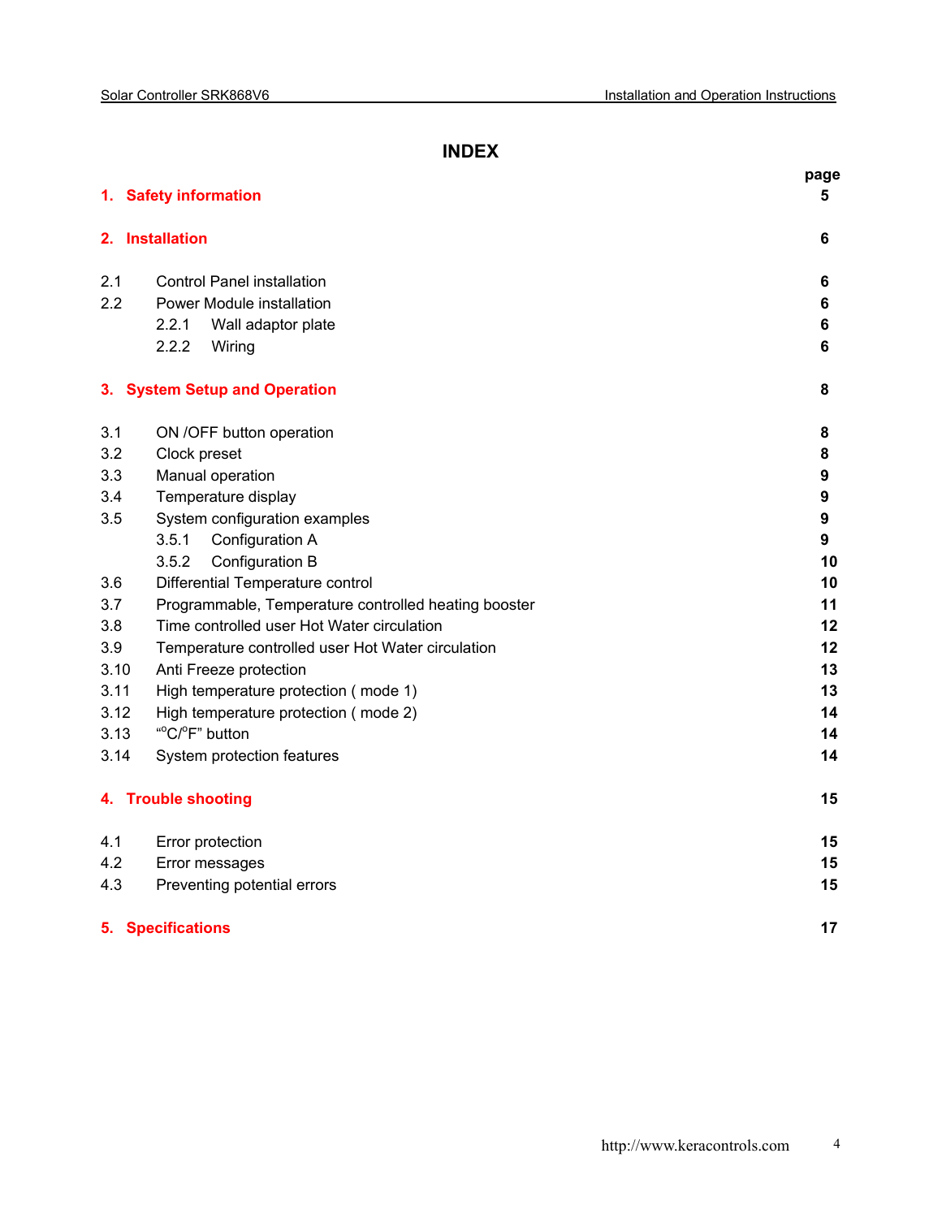# INDEX

| | | page |
|---|---|---|
| **1.** | **Safety information** | **5** |
| **2.** | **Installation** | **6** |
| 2.1 | Control Panel installation | **6** |
| 2.2 | Power Module installation | **6** |
| | 2.2.1 Wall adaptor plate | **6** |
| | 2.2.2 Wiring | **6** |
| **3.** | **System Setup and Operation** | **8** |
| 3.1 | ON /OFF button operation | **8** |
| 3.2 | Clock preset | **8** |
| 3.3 | Manual operation | **9** |
| 3.4 | Temperature display | **9** |
| 3.5 | System configuration examples | **9** |
| | 3.5.1 Configuration A | **9** |
| | 3.5.2 Configuration B | **10** |
| 3.6 | Differential Temperature control | **10** |
| 3.7 | Programmable, Temperature controlled heating booster | **11** |
| 3.8 | Time controlled user Hot Water circulation | **12** |
| 3.9 | Temperature controlled user Hot Water circulation | **12** |
| 3.10 | Anti Freeze protection | **13** |
| 3.11 | High temperature protection ( mode 1) | **13** |
| 3.12 | High temperature protection ( mode 2) | **14** |
| 3.13 | "°C/°F" button | **14** |
| 3.14 | System protection features | **14** |
| **4.** | **Trouble shooting** | **15** |
| 4.1 | Error protection | **15** |
| 4.2 | Error messages | **15** |
| 4.3 | Preventing potential errors | **15** |
| **5.** | **Specifications** | **17** |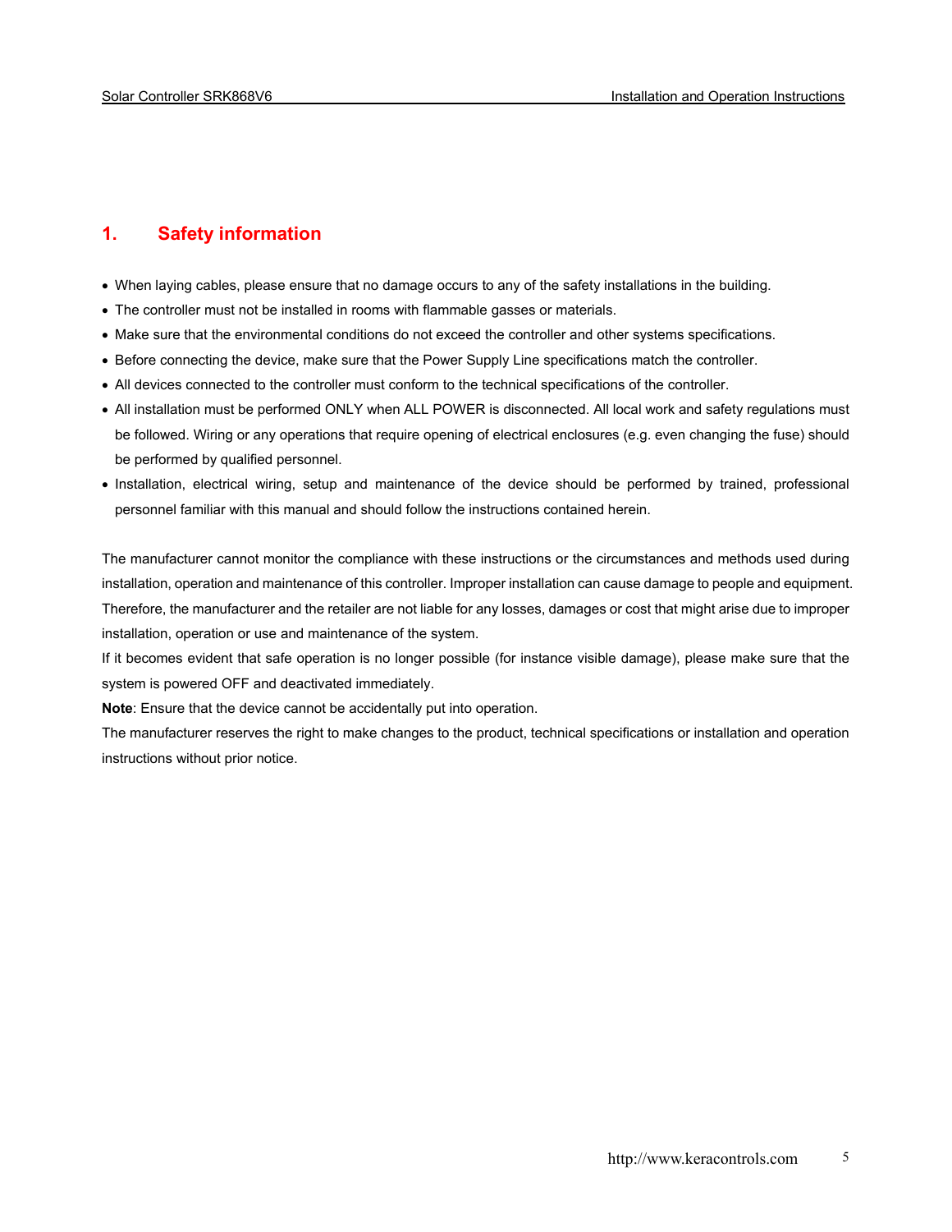# 1. Safety information

- When laying cables, please ensure that no damage occurs to any of the safety installations in the building.
- The controller must not be installed in rooms with flammable gasses or materials.
- Make sure that the environmental conditions do not exceed the controller and other systems specifications.
- Before connecting the device, make sure that the Power Supply Line specifications match the controller.
- All devices connected to the controller must conform to the technical specifications of the controller.
- All installation must be performed ONLY when ALL POWER is disconnected. All local work and safety regulations must be followed. Wiring or any operations that require opening of electrical enclosures (e.g. even changing the fuse) should be performed by qualified personnel.
- Installation, electrical wiring, setup and maintenance of the device should be performed by trained, professional personnel familiar with this manual and should follow the instructions contained herein.

The manufacturer cannot monitor the compliance with these instructions or the circumstances and methods used during installation, operation and maintenance of this controller. Improper installation can cause damage to people and equipment. Therefore, the manufacturer and the retailer are not liable for any losses, damages or cost that might arise due to improper installation, operation or use and maintenance of the system.

If it becomes evident that safe operation is no longer possible (for instance visible damage), please make sure that the system is powered OFF and deactivated immediately.

**Note**: Ensure that the device cannot be accidentally put into operation.

The manufacturer reserves the right to make changes to the product, technical specifications or installation and operation instructions without prior notice.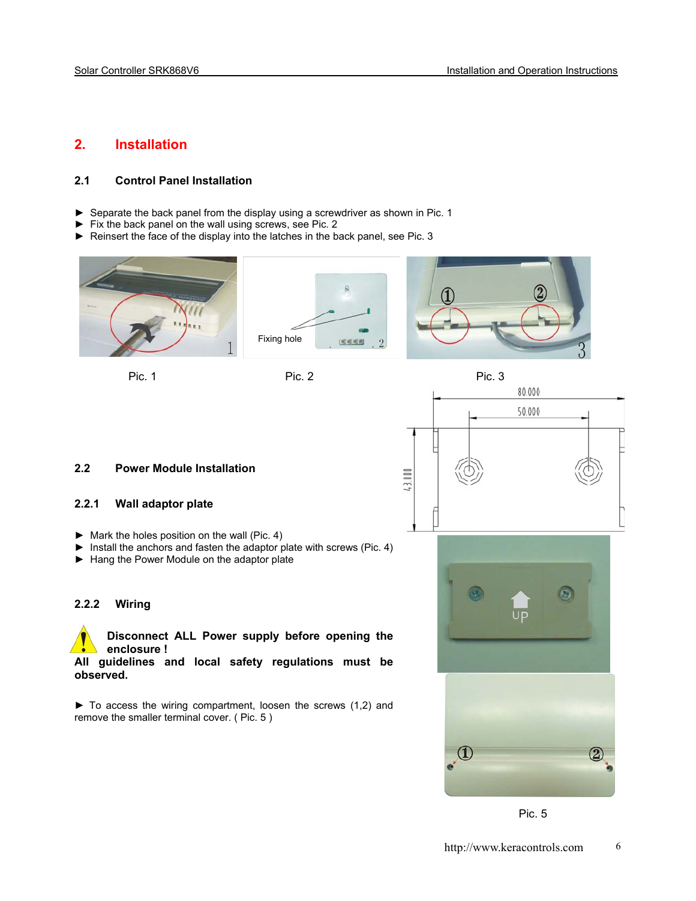## 2. Installation

### 2.1 Control Panel Installation

- ► Separate the back panel from the display using a screwdriver as shown in Pic. 1
- ► Fix the back panel on the wall using screws, see Pic. 2
- ► Reinsert the face of the display into the latches in the back panel, see Pic. 3

Fixing hole

Pic. 1 Pic. 2 Pic. 3

### 2.2 Power Module Installation

#### 2.2.1 Wall adaptor plate

- ► Mark the holes position on the wall (Pic. 4)
- ► Install the anchors and fasten the adaptor plate with screws (Pic. 4)
- ► Hang the Power Module on the adaptor plate

80.000

50.000

43.000

UP

#### 2.2.2 Wiring

**Disconnect ALL Power supply before opening the enclosure !**
**All guidelines and local safety regulations must be observed.**

► To access the wiring compartment, loosen the screws (1,2) and remove the smaller terminal cover. ( Pic. 5 )

Pic. 5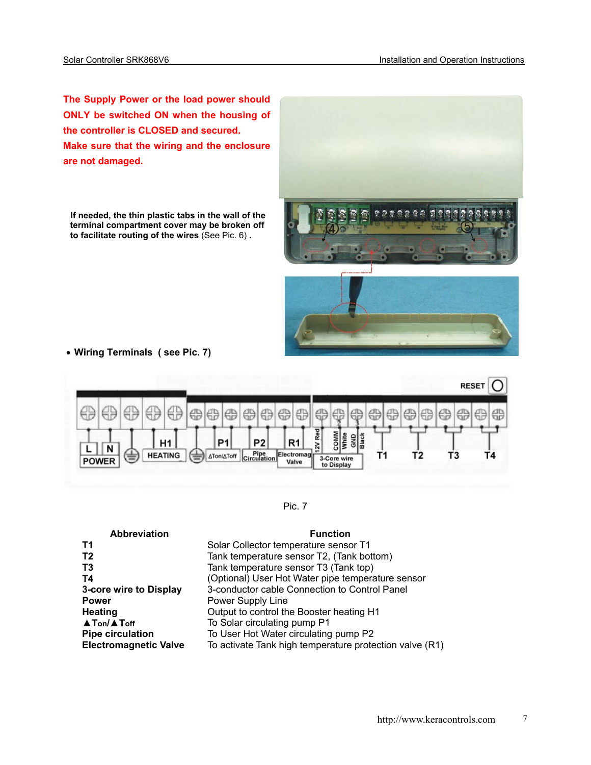**The Supply Power or the load power should ONLY be switched ON when the housing of the controller is CLOSED and secured.**
**Make sure that the wiring and the enclosure are not damaged.**

**If needed, the thin plastic tabs in the wall of the terminal compartment cover may be broken off to facilitate routing of the wires** (See Pic. 6) **.**

- **Wiring Terminals ( see Pic. 7)**

Pic. 7

| Abbreviation | Function |
|---|---|
| **T1** | Solar Collector temperature sensor T1 |
| **T2** | Tank temperature sensor T2, (Tank bottom) |
| **T3** | Tank temperature sensor T3 (Tank top) |
| **T4** | (Optional) User Hot Water pipe temperature sensor |
| **3-core wire to Display** | 3-conductor cable Connection to Control Panel |
| **Power** | Power Supply Line |
| **Heating** | Output to control the Booster heating H1 |
| **▲Ton/▲Toff** | To Solar circulating pump P1 |
| **Pipe circulation** | To User Hot Water circulating pump P2 |
| **Electromagnetic Valve** | To activate Tank high temperature protection valve (R1) |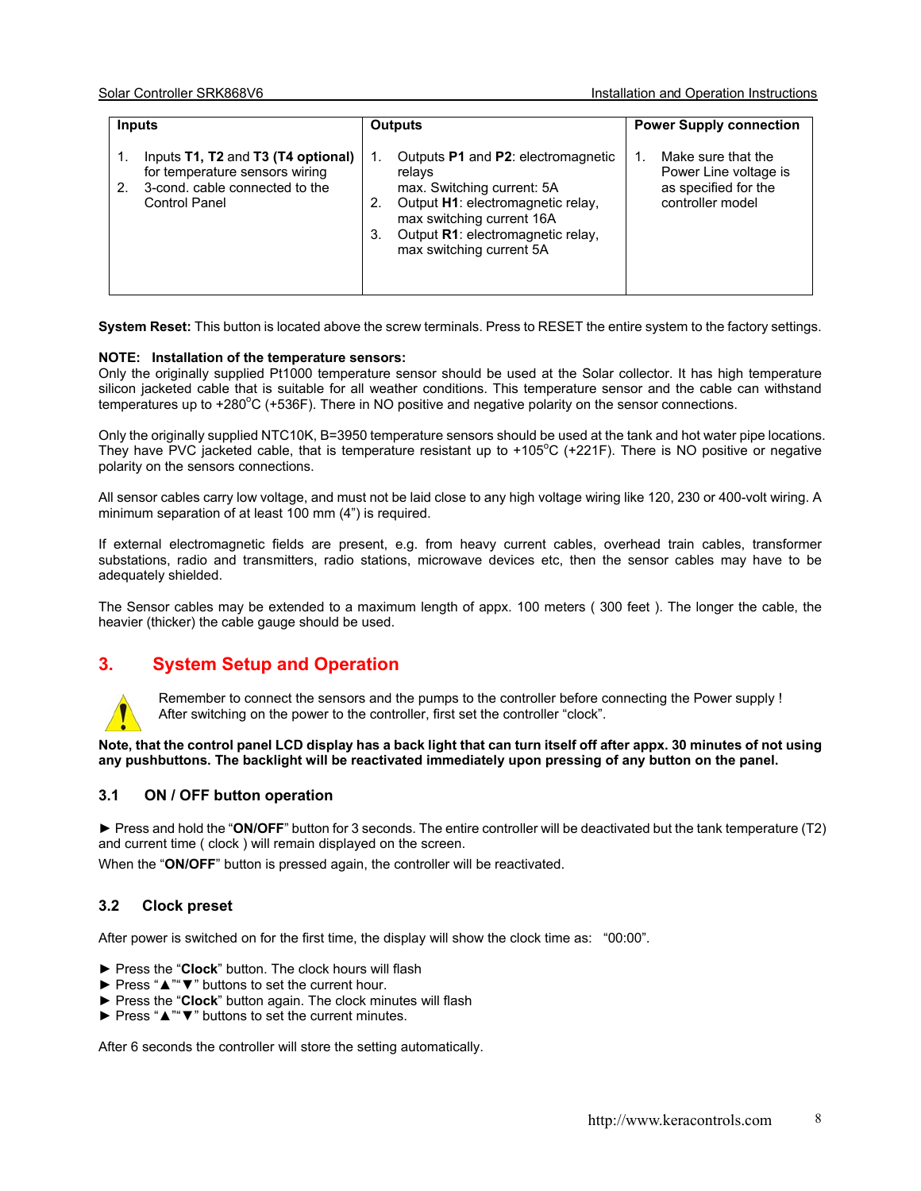| Inputs | Outputs | Power Supply connection |
|---|---|---|
| 1. Inputs **T1, T2** and **T3 (T4 optional)** for temperature sensors wiring<br>2. 3-cond. cable connected to the Control Panel | 1. Outputs **P1** and **P2**: electromagnetic relays max. Switching current: 5A<br>2. Output **H1**: electromagnetic relay, max switching current 16A<br>3. Output **R1**: electromagnetic relay, max switching current 5A | 1. Make sure that the Power Line voltage is as specified for the controller model |

**System Reset:** This button is located above the screw terminals. Press to RESET the entire system to the factory settings.

**NOTE: Installation of the temperature sensors:**
Only the originally supplied Pt1000 temperature sensor should be used at the Solar collector. It has high temperature silicon jacketed cable that is suitable for all weather conditions. This temperature sensor and the cable can withstand temperatures up to +280°C (+536F). There in NO positive and negative polarity on the sensor connections.

Only the originally supplied NTC10K, B=3950 temperature sensors should be used at the tank and hot water pipe locations. They have PVC jacketed cable, that is temperature resistant up to +105°C (+221F). There is NO positive or negative polarity on the sensors connections.

All sensor cables carry low voltage, and must not be laid close to any high voltage wiring like 120, 230 or 400-volt wiring. A minimum separation of at least 100 mm (4") is required.

If external electromagnetic fields are present, e.g. from heavy current cables, overhead train cables, transformer substations, radio and transmitters, radio stations, microwave devices etc, then the sensor cables may have to be adequately shielded.

The Sensor cables may be extended to a maximum length of appx. 100 meters ( 300 feet ). The longer the cable, the heavier (thicker) the cable gauge should be used.

## 3. System Setup and Operation

Remember to connect the sensors and the pumps to the controller before connecting the Power supply !
After switching on the power to the controller, first set the controller "clock".

**Note, that the control panel LCD display has a back light that can turn itself off after appx. 30 minutes of not using any pushbuttons. The backlight will be reactivated immediately upon pressing of any button on the panel.**

### 3.1 ON / OFF button operation

► Press and hold the "**ON/OFF**" button for 3 seconds. The entire controller will be deactivated but the tank temperature (T2) and current time ( clock ) will remain displayed on the screen.
When the "**ON/OFF**" button is pressed again, the controller will be reactivated.

### 3.2 Clock preset

After power is switched on for the first time, the display will show the clock time as: "00:00".

► Press the "**Clock**" button. The clock hours will flash
► Press "▲""▼" buttons to set the current hour.
► Press the "**Clock**" button again. The clock minutes will flash
► Press "▲""▼" buttons to set the current minutes.

After 6 seconds the controller will store the setting automatically.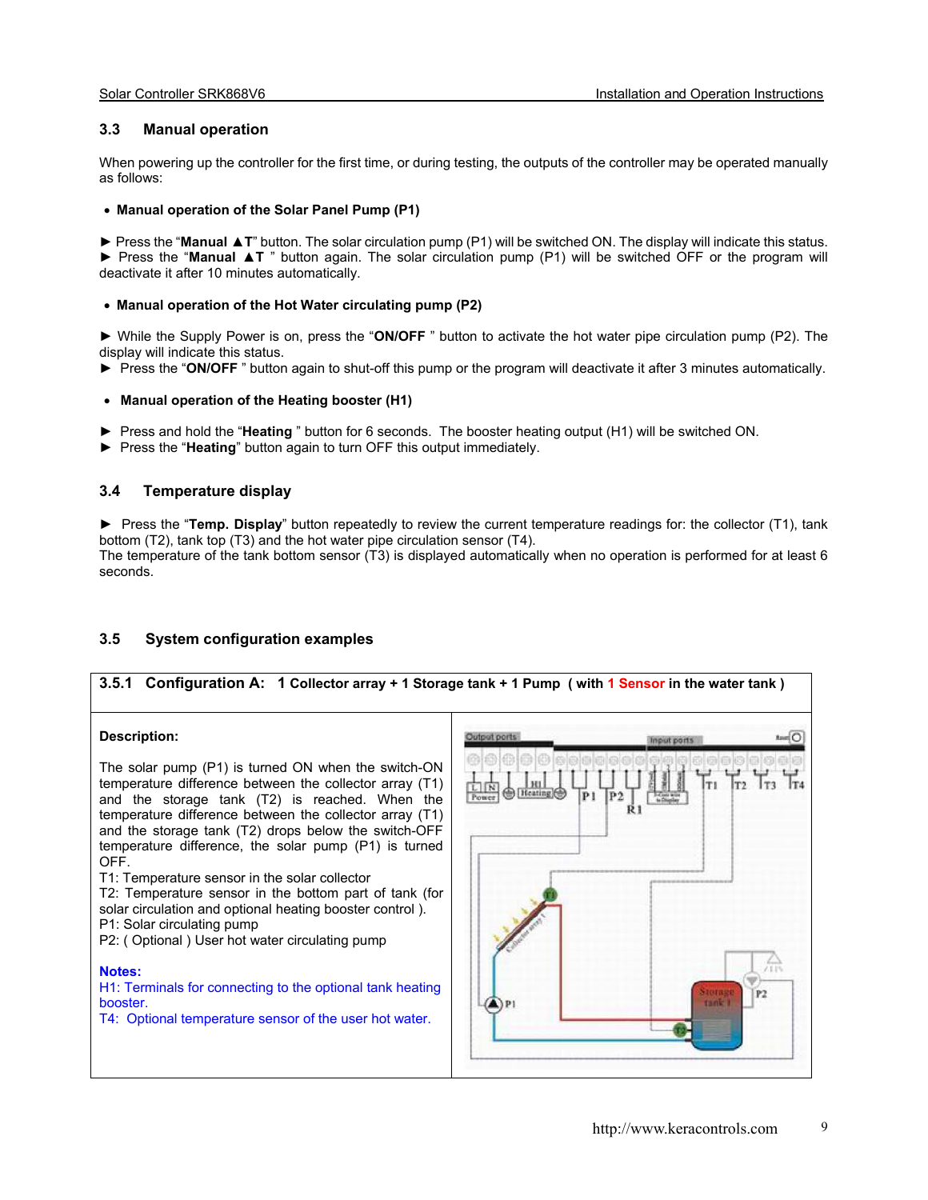## 3.3 Manual operation

When powering up the controller for the first time, or during testing, the outputs of the controller may be operated manually as follows:

- **Manual operation of the Solar Panel Pump (P1)**

► Press the "**Manual ▲T**" button. The solar circulation pump (P1) will be switched ON. The display will indicate this status.
► Press the "**Manual ▲T** " button again. The solar circulation pump (P1) will be switched OFF or the program will deactivate it after 10 minutes automatically.

- **Manual operation of the Hot Water circulating pump (P2)**

► While the Supply Power is on, press the "**ON/OFF** " button to activate the hot water pipe circulation pump (P2). The display will indicate this status.
► Press the "**ON/OFF** " button again to shut-off this pump or the program will deactivate it after 3 minutes automatically.

- **Manual operation of the Heating booster (H1)**

► Press and hold the "**Heating** " button for 6 seconds. The booster heating output (H1) will be switched ON.
► Press the "**Heating**" button again to turn OFF this output immediately.

## 3.4 Temperature display

► Press the "**Temp. Display**" button repeatedly to review the current temperature readings for: the collector (T1), tank bottom (T2), tank top (T3) and the hot water pipe circulation sensor (T4).
The temperature of the tank bottom sensor (T3) is displayed automatically when no operation is performed for at least 6 seconds.

## 3.5 System configuration examples

### 3.5.1 Configuration A: 1 Collector array + 1 Storage tank + 1 Pump ( with 1 Sensor in the water tank )

**Description:**

The solar pump (P1) is turned ON when the switch-ON temperature difference between the collector array (T1) and the storage tank (T2) is reached. When the temperature difference between the collector array (T1) and the storage tank (T2) drops below the switch-OFF temperature difference, the solar pump (P1) is turned OFF.
T1: Temperature sensor in the solar collector
T2: Temperature sensor in the bottom part of tank (for solar circulation and optional heating booster control ).
P1: Solar circulating pump
P2: ( Optional ) User hot water circulating pump

**Notes:**
H1: Terminals for connecting to the optional tank heating booster.
T4: Optional temperature sensor of the user hot water.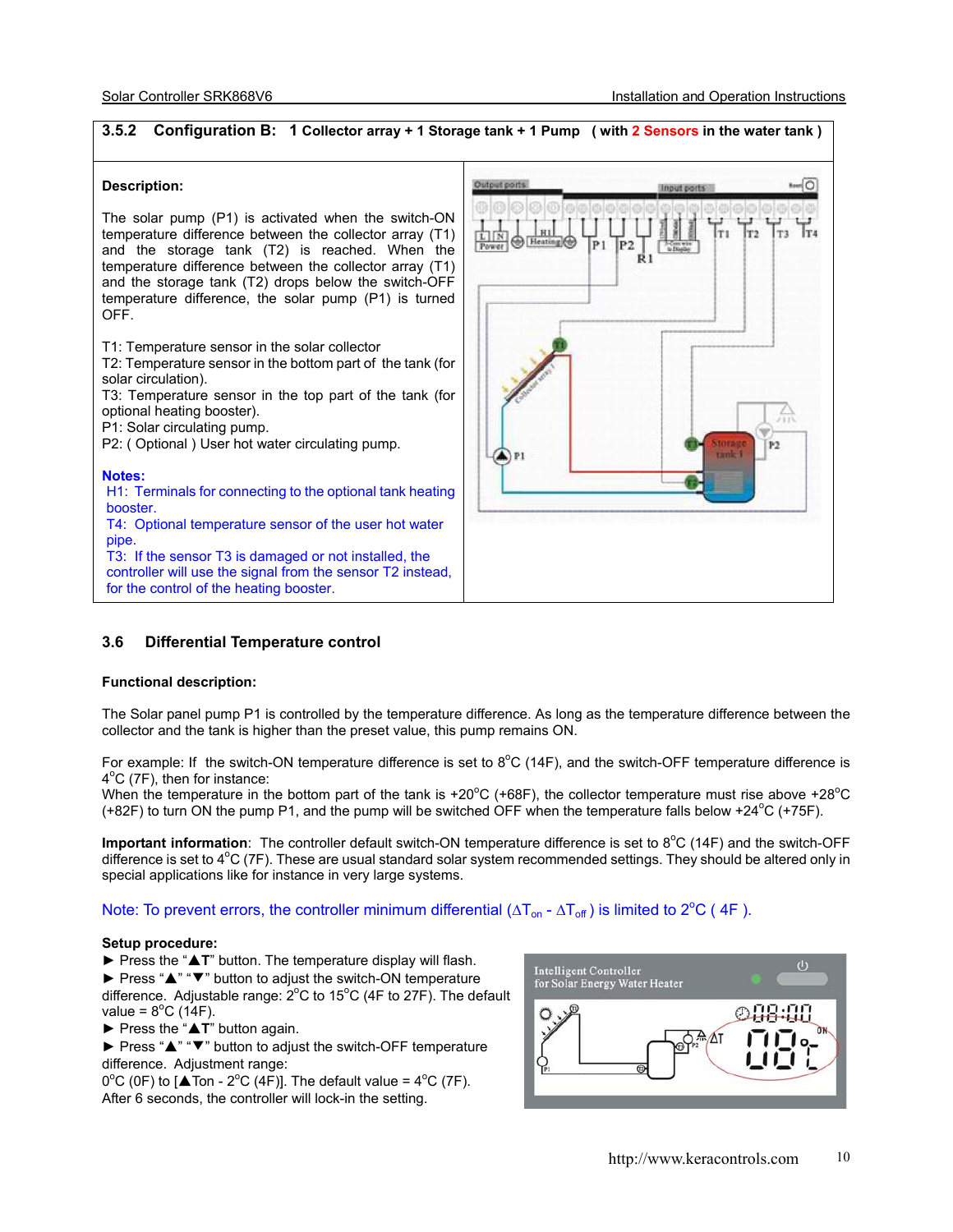### 3.5.2 Configuration B: 1 Collector array + 1 Storage tank + 1 Pump ( with 2 Sensors in the water tank )

**Description:**

The solar pump (P1) is activated when the switch-ON temperature difference between the collector array (T1) and the storage tank (T2) is reached. When the temperature difference between the collector array (T1) and the storage tank (T2) drops below the switch-OFF temperature difference, the solar pump (P1) is turned OFF.

T1: Temperature sensor in the solar collector
T2: Temperature sensor in the bottom part of the tank (for solar circulation).
T3: Temperature sensor in the top part of the tank (for optional heating booster).
P1: Solar circulating pump.
P2: ( Optional ) User hot water circulating pump.

**Notes:**
H1: Terminals for connecting to the optional tank heating booster.
T4: Optional temperature sensor of the user hot water pipe.
T3: If the sensor T3 is damaged or not installed, the controller will use the signal from the sensor T2 instead, for the control of the heating booster.

## 3.6 Differential Temperature control

**Functional description:**

The Solar panel pump P1 is controlled by the temperature difference. As long as the temperature difference between the collector and the tank is higher than the preset value, this pump remains ON.

For example: If the switch-ON temperature difference is set to 8°C (14F), and the switch-OFF temperature difference is 4°C (7F), then for instance:
When the temperature in the bottom part of the tank is +20°C (+68F), the collector temperature must rise above +28°C (+82F) to turn ON the pump P1, and the pump will be switched OFF when the temperature falls below +24°C (+75F).

**Important information**: The controller default switch-ON temperature difference is set to 8°C (14F) and the switch-OFF difference is set to 4°C (7F). These are usual standard solar system recommended settings. They should be altered only in special applications like for instance in very large systems.

Note: To prevent errors, the controller minimum differential ($\Delta T_{on}$ - $\Delta T_{off}$) is limited to 2°C ( 4F ).

**Setup procedure:**
► Press the "▲T" button. The temperature display will flash.
► Press "▲" "▼" button to adjust the switch-ON temperature difference. Adjustable range: 2°C to 15°C (4F to 27F). The default value = 8°C (14F).
► Press the "▲T" button again.
► Press "▲" "▼" button to adjust the switch-OFF temperature difference. Adjustment range:
0°C (0F) to [▲Ton - 2°C (4F)]. The default value = 4°C (7F).
After 6 seconds, the controller will lock-in the setting.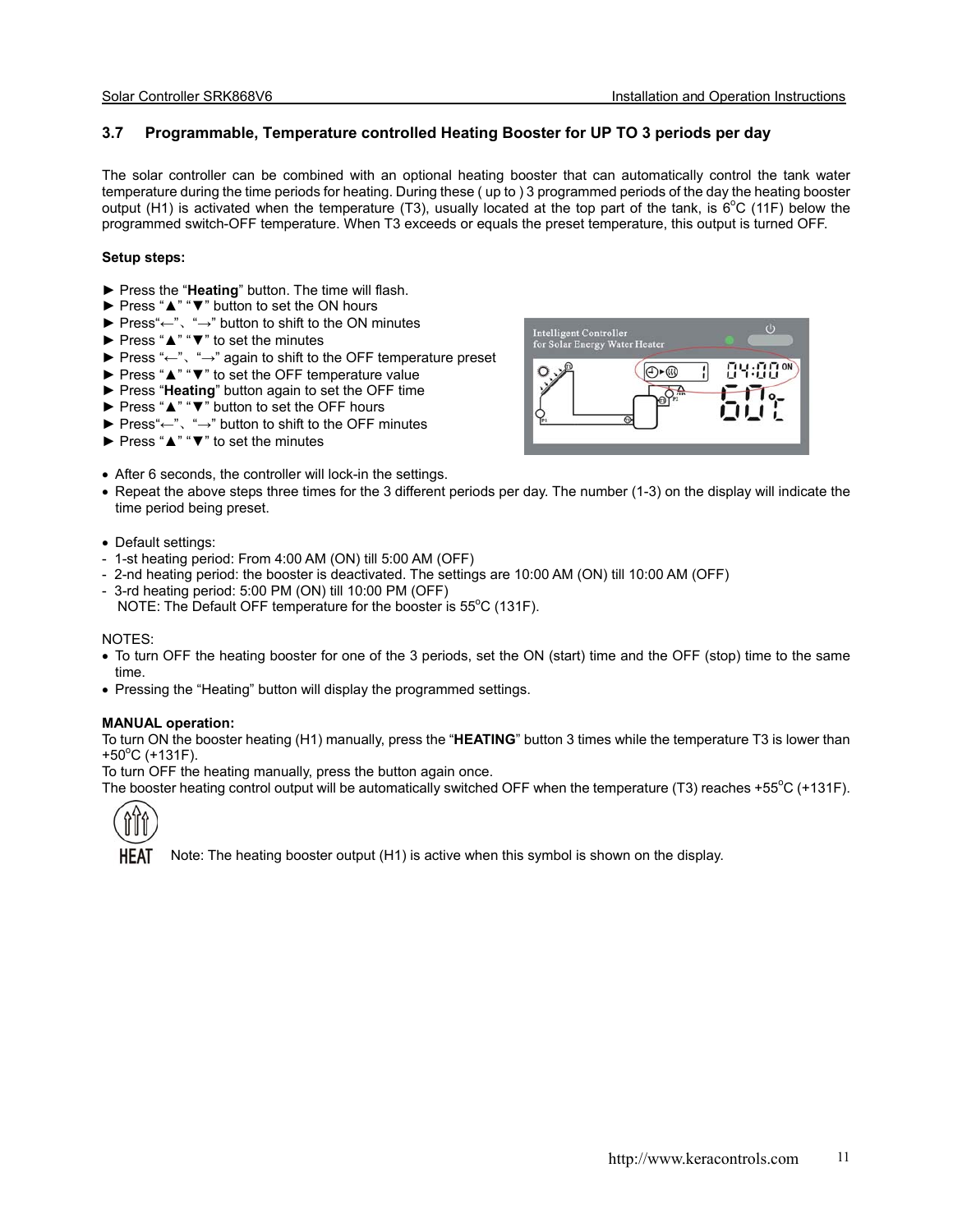## 3.7 Programmable, Temperature controlled Heating Booster for UP TO 3 periods per day

The solar controller can be combined with an optional heating booster that can automatically control the tank water temperature during the time periods for heating. During these ( up to ) 3 programmed periods of the day the heating booster output (H1) is activated when the temperature (T3), usually located at the top part of the tank, is 6°C (11F) below the programmed switch-OFF temperature. When T3 exceeds or equals the preset temperature, this output is turned OFF.

**Setup steps:**

► Press the "**Heating**" button. The time will flash.
► Press "▲" "▼" button to set the ON hours
► Press"←"、"→" button to shift to the ON minutes
► Press "▲" "▼" to set the minutes
► Press "←"、"→" again to shift to the OFF temperature preset
► Press "▲" "▼" to set the OFF temperature value
► Press "**Heating**" button again to set the OFF time
► Press "▲" "▼" button to set the OFF hours
► Press"←"、"→" button to shift to the OFF minutes
► Press "▲" "▼" to set the minutes

- After 6 seconds, the controller will lock-in the settings.
- Repeat the above steps three times for the 3 different periods per day. The number (1-3) on the display will indicate the time period being preset.

- Default settings:
- 1-st heating period: From 4:00 AM (ON) till 5:00 AM (OFF)
- 2-nd heating period: the booster is deactivated. The settings are 10:00 AM (ON) till 10:00 AM (OFF)
- 3-rd heating period: 5:00 PM (ON) till 10:00 PM (OFF)
  NOTE: The Default OFF temperature for the booster is 55°C (131F).

NOTES:

- To turn OFF the heating booster for one of the 3 periods, set the ON (start) time and the OFF (stop) time to the same time.
- Pressing the "Heating" button will display the programmed settings.

**MANUAL operation:**

To turn ON the booster heating (H1) manually, press the "**HEATING**" button 3 times while the temperature T3 is lower than +50°C (+131F).
To turn OFF the heating manually, press the button again once.
The booster heating control output will be automatically switched OFF when the temperature (T3) reaches +55°C (+131F).

HEAT Note: The heating booster output (H1) is active when this symbol is shown on the display.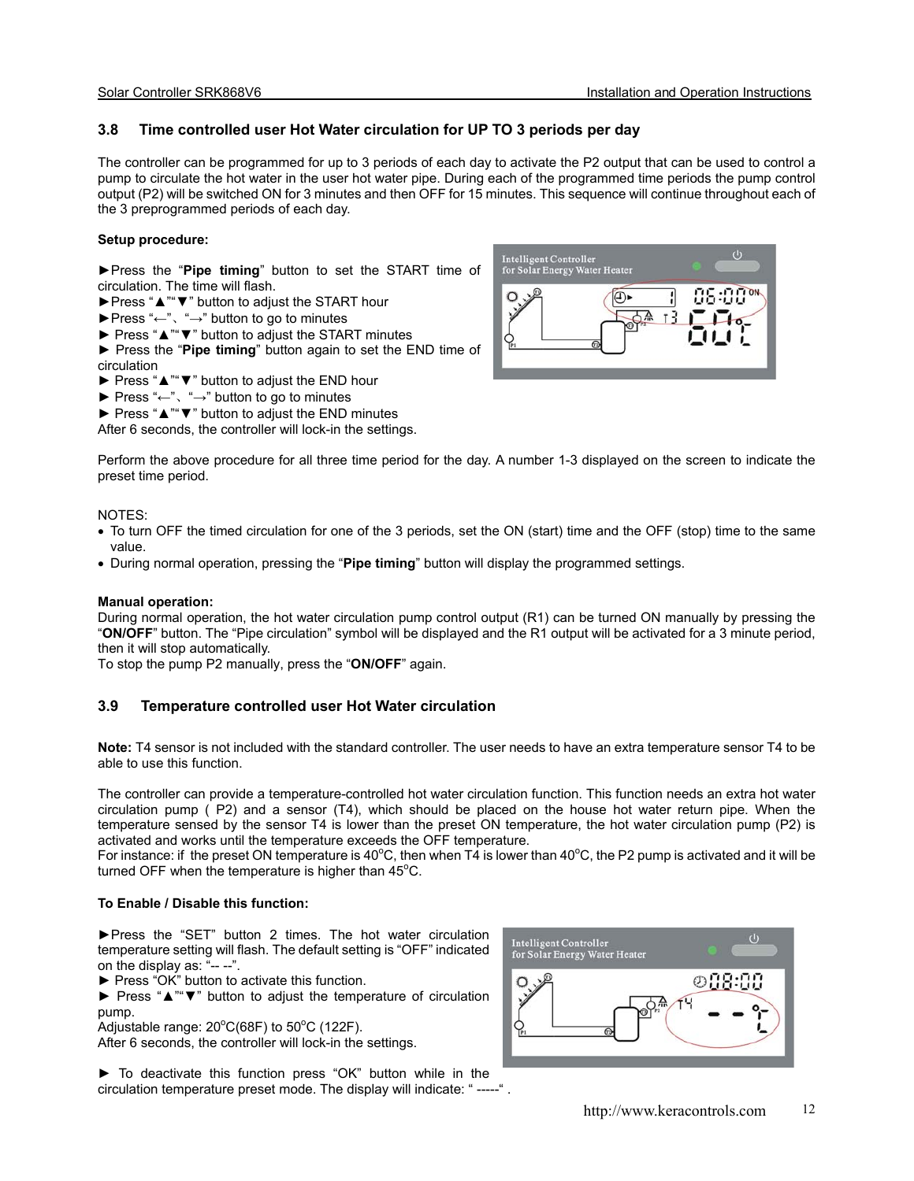## 3.8 Time controlled user Hot Water circulation for UP TO 3 periods per day

The controller can be programmed for up to 3 periods of each day to activate the P2 output that can be used to control a pump to circulate the hot water in the user hot water pipe. During each of the programmed time periods the pump control output (P2) will be switched ON for 3 minutes and then OFF for 15 minutes. This sequence will continue throughout each of the 3 preprogrammed periods of each day.

**Setup procedure:**

►Press the "**Pipe timing**" button to set the START time of circulation. The time will flash.
►Press "▲""▼" button to adjust the START hour
►Press "←"、"→" button to go to minutes
► Press "▲""▼" button to adjust the START minutes
► Press the "**Pipe timing**" button again to set the END time of circulation
► Press "▲""▼" button to adjust the END hour
► Press "←"、"→" button to go to minutes
► Press "▲""▼" button to adjust the END minutes
After 6 seconds, the controller will lock-in the settings.

Perform the above procedure for all three time period for the day. A number 1-3 displayed on the screen to indicate the preset time period.

NOTES:

- To turn OFF the timed circulation for one of the 3 periods, set the ON (start) time and the OFF (stop) time to the same value.
- During normal operation, pressing the "**Pipe timing**" button will display the programmed settings.

**Manual operation:**
During normal operation, the hot water circulation pump control output (R1) can be turned ON manually by pressing the "**ON/OFF**" button. The "Pipe circulation" symbol will be displayed and the R1 output will be activated for a 3 minute period, then it will stop automatically.
To stop the pump P2 manually, press the "**ON/OFF**" again.

## 3.9 Temperature controlled user Hot Water circulation

**Note:** T4 sensor is not included with the standard controller. The user needs to have an extra temperature sensor T4 to be able to use this function.

The controller can provide a temperature-controlled hot water circulation function. This function needs an extra hot water circulation pump ( P2) and a sensor (T4), which should be placed on the house hot water return pipe. When the temperature sensed by the sensor T4 is lower than the preset ON temperature, the hot water circulation pump (P2) is activated and works until the temperature exceeds the OFF temperature.
For instance: if the preset ON temperature is 40°C, then when T4 is lower than 40°C, the P2 pump is activated and it will be turned OFF when the temperature is higher than 45°C.

**To Enable / Disable this function:**

►Press the "SET" button 2 times. The hot water circulation temperature setting will flash. The default setting is "OFF" indicated on the display as: "-- --".
► Press "OK" button to activate this function.
► Press "▲""▼" button to adjust the temperature of circulation pump.
Adjustable range: 20°C(68F) to 50°C (122F).
After 6 seconds, the controller will lock-in the settings.

► To deactivate this function press "OK" button while in the circulation temperature preset mode. The display will indicate: " -----" .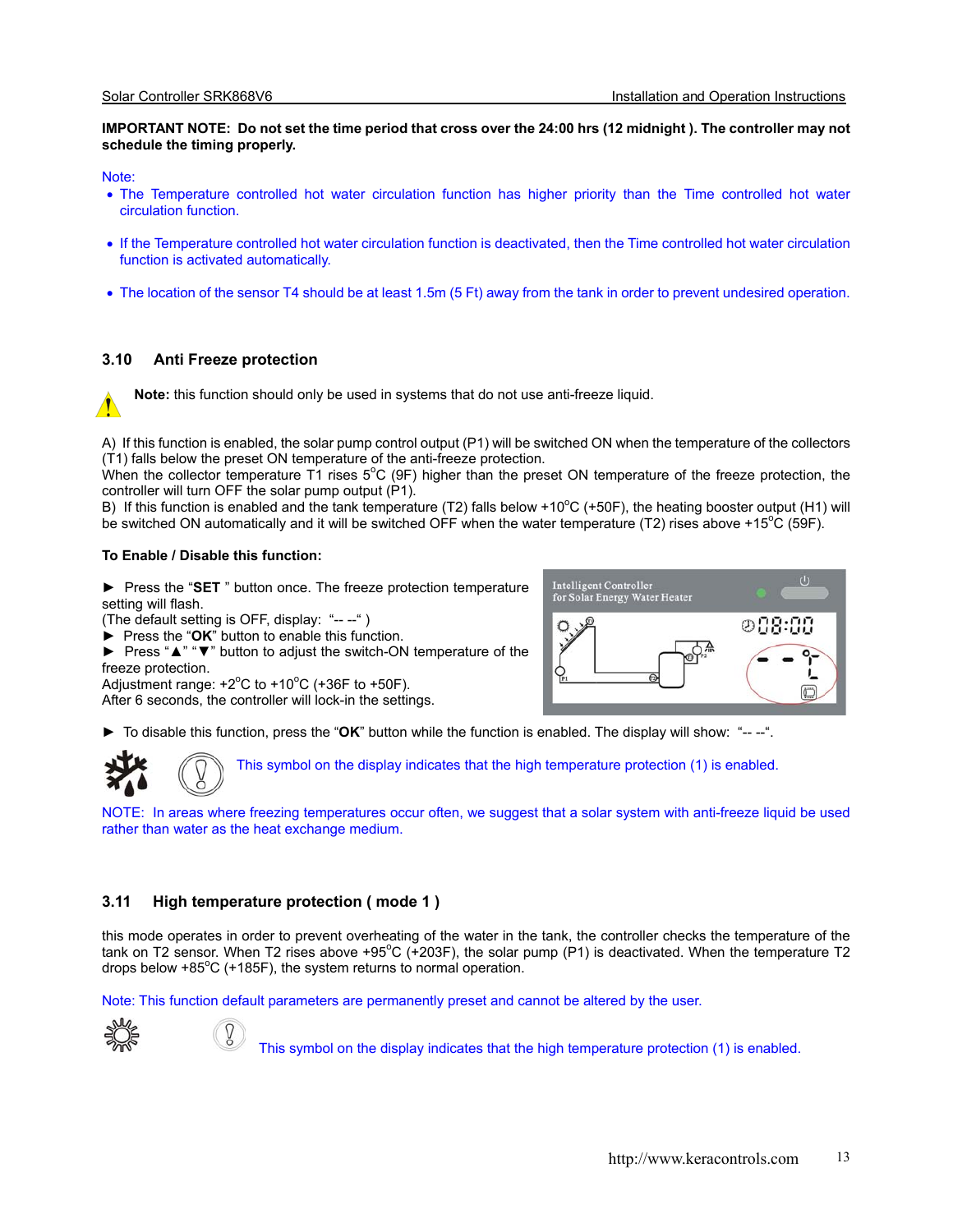**IMPORTANT NOTE: Do not set the time period that cross over the 24:00 hrs (12 midnight ). The controller may not schedule the timing properly.**

Note:

- The Temperature controlled hot water circulation function has higher priority than the Time controlled hot water circulation function.
- If the Temperature controlled hot water circulation function is deactivated, then the Time controlled hot water circulation function is activated automatically.
- The location of the sensor T4 should be at least 1.5m (5 Ft) away from the tank in order to prevent undesired operation.

### 3.10 Anti Freeze protection

**Note:** this function should only be used in systems that do not use anti-freeze liquid.

A) If this function is enabled, the solar pump control output (P1) will be switched ON when the temperature of the collectors (T1) falls below the preset ON temperature of the anti-freeze protection.
When the collector temperature T1 rises 5°C (9F) higher than the preset ON temperature of the freeze protection, the controller will turn OFF the solar pump output (P1).
B) If this function is enabled and the tank temperature (T2) falls below +10°C (+50F), the heating booster output (H1) will be switched ON automatically and it will be switched OFF when the water temperature (T2) rises above +15°C (59F).

**To Enable / Disable this function:**

► Press the "**SET** " button once. The freeze protection temperature setting will flash.
(The default setting is OFF, display: "-- --" )
► Press the "**OK**" button to enable this function.
► Press "▲" "▼" button to adjust the switch-ON temperature of the freeze protection.
Adjustment range: +2°C to +10°C (+36F to +50F).
After 6 seconds, the controller will lock-in the settings.

► To disable this function, press the "**OK**" button while the function is enabled. The display will show: "-- --".

This symbol on the display indicates that the high temperature protection (1) is enabled.

NOTE: In areas where freezing temperatures occur often, we suggest that a solar system with anti-freeze liquid be used rather than water as the heat exchange medium.

### 3.11 High temperature protection ( mode 1 )

this mode operates in order to prevent overheating of the water in the tank, the controller checks the temperature of the tank on T2 sensor. When T2 rises above +95°C (+203F), the solar pump (P1) is deactivated. When the temperature T2 drops below +85°C (+185F), the system returns to normal operation.

Note: This function default parameters are permanently preset and cannot be altered by the user.

This symbol on the display indicates that the high temperature protection (1) is enabled.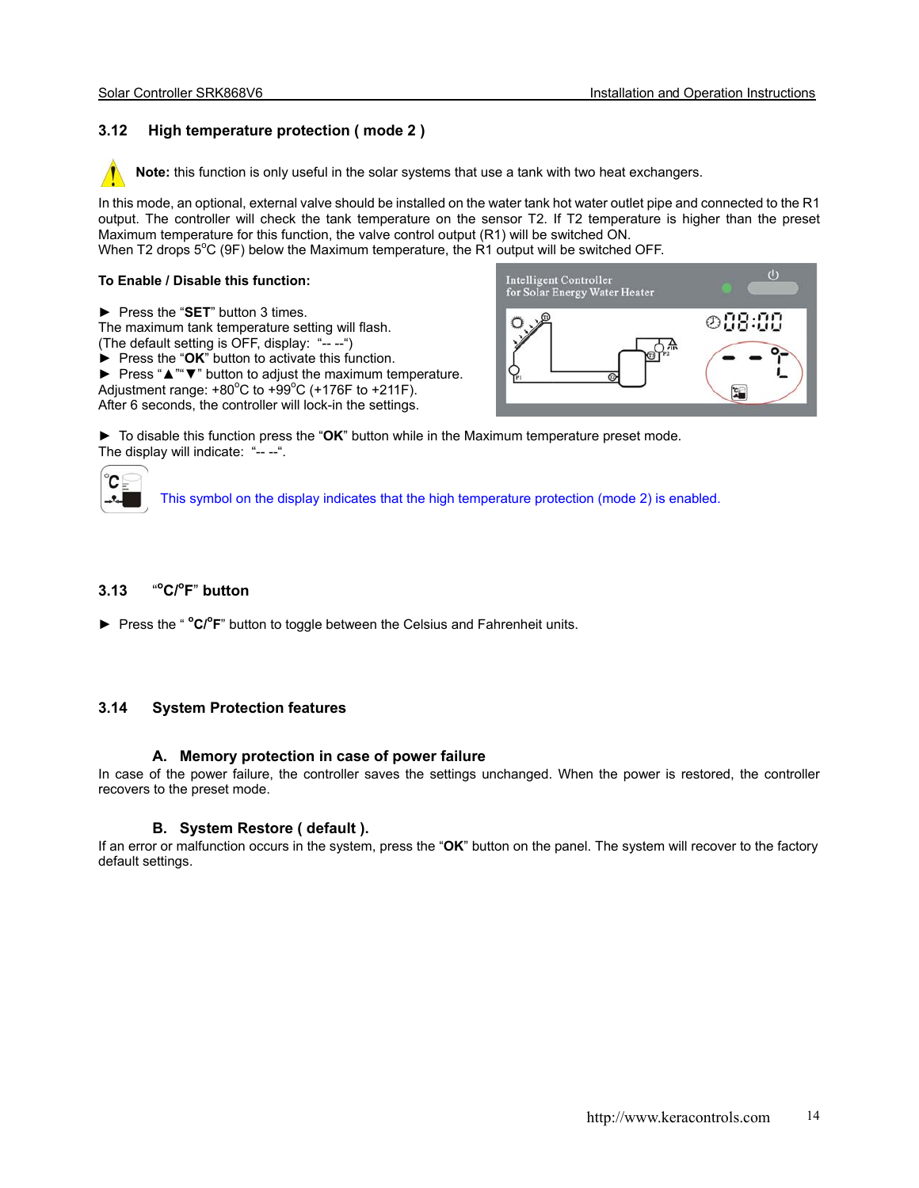## 3.12 High temperature protection ( mode 2 )

**Note:** this function is only useful in the solar systems that use a tank with two heat exchangers.

In this mode, an optional, external valve should be installed on the water tank hot water outlet pipe and connected to the R1 output. The controller will check the tank temperature on the sensor T2. If T2 temperature is higher than the preset Maximum temperature for this function, the valve control output (R1) will be switched ON.
When T2 drops 5°C (9F) below the Maximum temperature, the R1 output will be switched OFF.

**To Enable / Disable this function:**

► Press the "**SET**" button 3 times.
The maximum tank temperature setting will flash.
(The default setting is OFF, display: "-- --")
► Press the "**OK**" button to activate this function.
► Press "▲""▼" button to adjust the maximum temperature.
Adjustment range: +80°C to +99°C (+176F to +211F).
After 6 seconds, the controller will lock-in the settings.

► To disable this function press the "**OK**" button while in the Maximum temperature preset mode.
The display will indicate: "-- --".

This symbol on the display indicates that the high temperature protection (mode 2) is enabled.

## 3.13 "°C/°F" button

► Press the " **°C/°F**" button to toggle between the Celsius and Fahrenheit units.

## 3.14 System Protection features

### A. Memory protection in case of power failure

In case of the power failure, the controller saves the settings unchanged. When the power is restored, the controller recovers to the preset mode.

### B. System Restore ( default ).

If an error or malfunction occurs in the system, press the "**OK**" button on the panel. The system will recover to the factory default settings.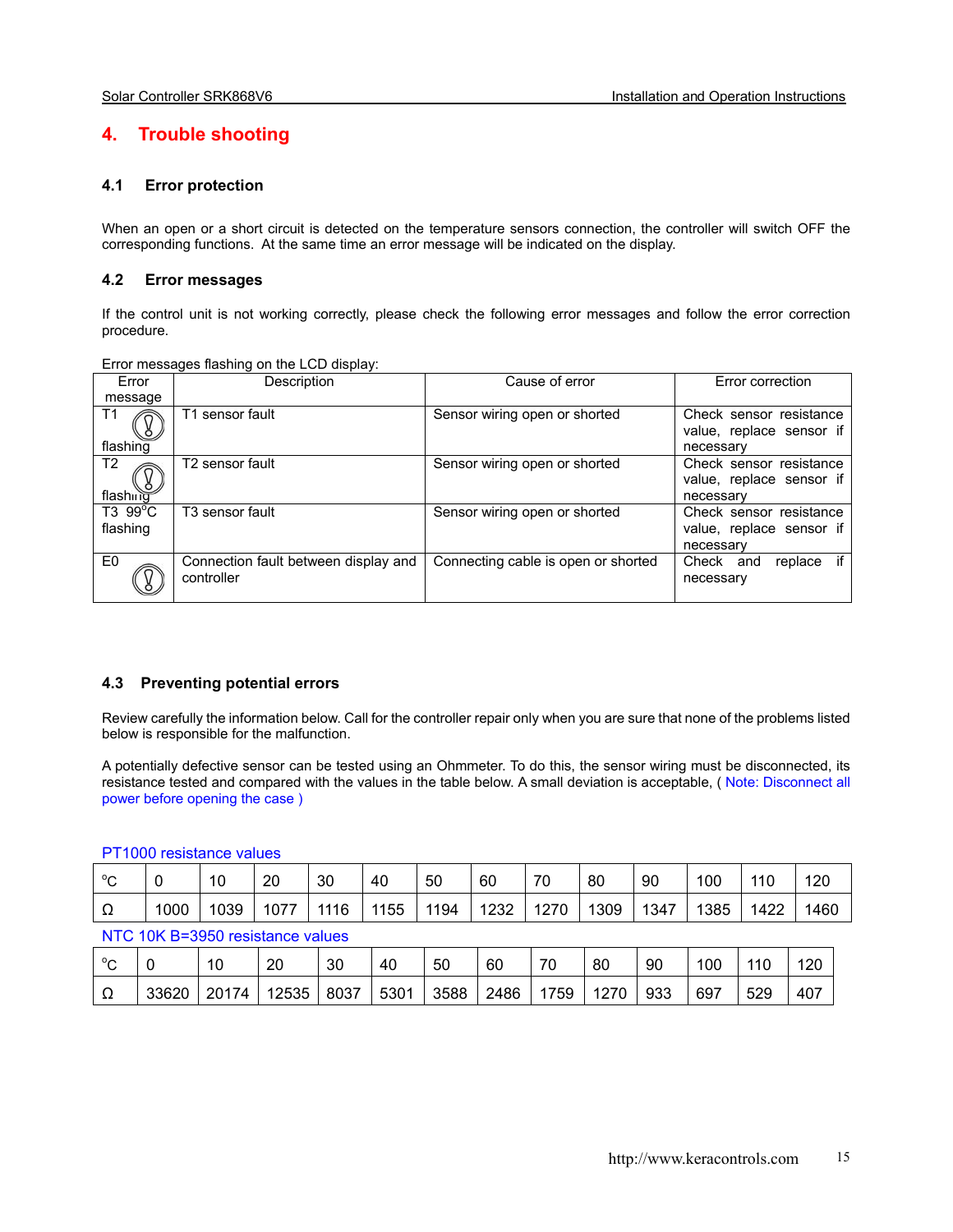# 4. Trouble shooting

## 4.1 Error protection

When an open or a short circuit is detected on the temperature sensors connection, the controller will switch OFF the corresponding functions. At the same time an error message will be indicated on the display.

## 4.2 Error messages

If the control unit is not working correctly, please check the following error messages and follow the error correction procedure.

Error messages flashing on the LCD display:

| Error message | Description | Cause of error | Error correction |
|---|---|---|---|
| T1 flashing | T1 sensor fault | Sensor wiring open or shorted | Check sensor resistance value, replace sensor if necessary |
| T2 flashing | T2 sensor fault | Sensor wiring open or shorted | Check sensor resistance value, replace sensor if necessary |
| T3 99°C flashing | T3 sensor fault | Sensor wiring open or shorted | Check sensor resistance value, replace sensor if necessary |
| E0 | Connection fault between display and controller | Connecting cable is open or shorted | Check and replace if necessary |

## 4.3 Preventing potential errors

Review carefully the information below. Call for the controller repair only when you are sure that none of the problems listed below is responsible for the malfunction.

A potentially defective sensor can be tested using an Ohmmeter. To do this, the sensor wiring must be disconnected, its resistance tested and compared with the values in the table below. A small deviation is acceptable, ( Note: Disconnect all power before opening the case )

PT1000 resistance values

| °C | 0 | 10 | 20 | 30 | 40 | 50 | 60 | 70 | 80 | 90 | 100 | 110 | 120 |
|---|---|---|---|---|---|---|---|---|---|---|---|---|---|
| Ω | 1000 | 1039 | 1077 | 1116 | 1155 | 1194 | 1232 | 1270 | 1309 | 1347 | 1385 | 1422 | 1460 |

NTC 10K B=3950 resistance values

| °C | 0 | 10 | 20 | 30 | 40 | 50 | 60 | 70 | 80 | 90 | 100 | 110 | 120 |
|---|---|---|---|---|---|---|---|---|---|---|---|---|---|
| Ω | 33620 | 20174 | 12535 | 8037 | 5301 | 3588 | 2486 | 1759 | 1270 | 933 | 697 | 529 | 407 |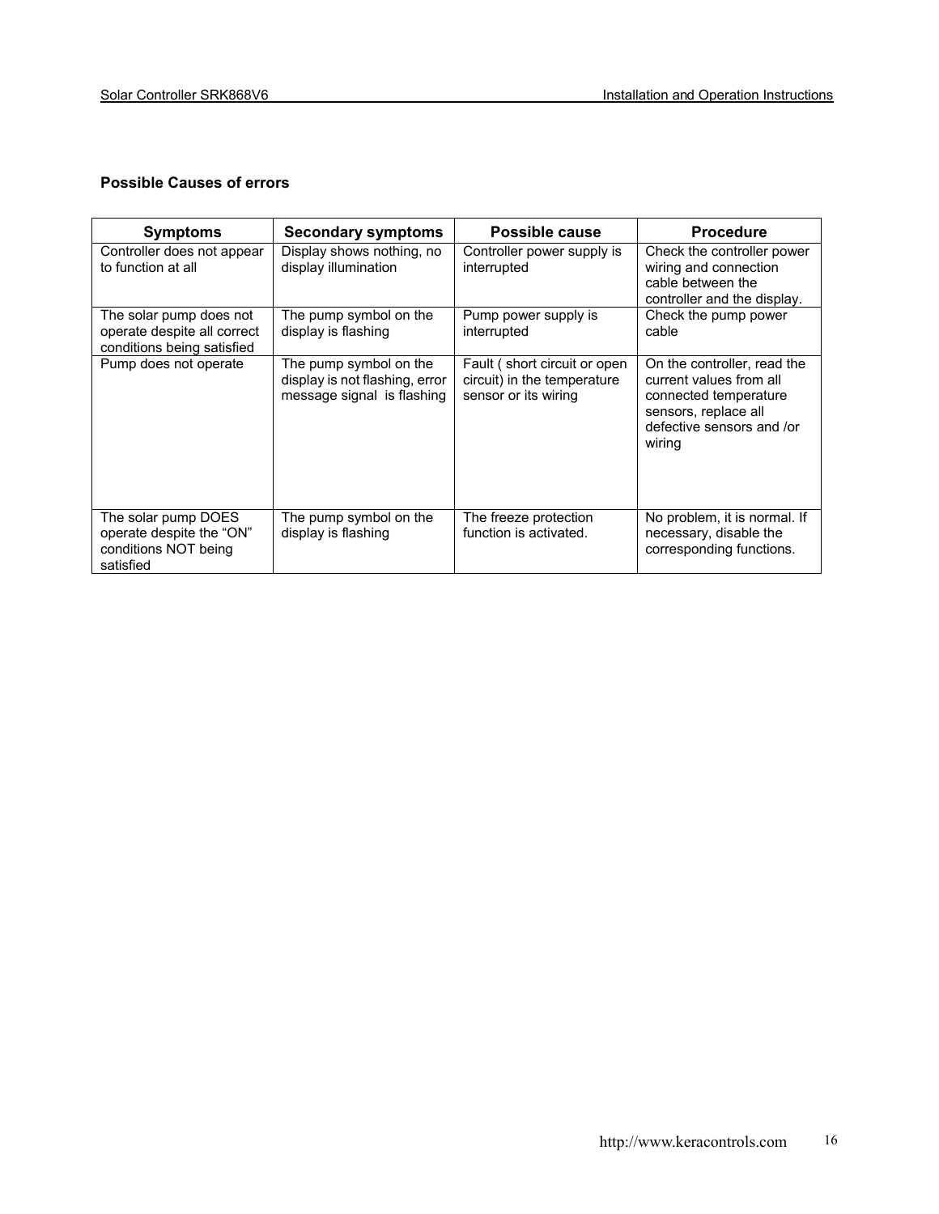**Possible Causes of errors**

| Symptoms | Secondary symptoms | Possible cause | Procedure |
|---|---|---|---|
| Controller does not appear to function at all | Display shows nothing, no display illumination | Controller power supply is interrupted | Check the controller power wiring and connection cable between the controller and the display. |
| The solar pump does not operate despite all correct conditions being satisfied | The pump symbol on the display is flashing | Pump power supply is interrupted | Check the pump power cable |
| Pump does not operate | The pump symbol on the display is not flashing, error message signal is flashing | Fault ( short circuit or open circuit) in the temperature sensor or its wiring | On the controller, read the current values from all connected temperature sensors, replace all defective sensors and /or wiring |
| The solar pump DOES operate despite the "ON" conditions NOT being satisfied | The pump symbol on the display is flashing | The freeze protection function is activated. | No problem, it is normal. If necessary, disable the corresponding functions. |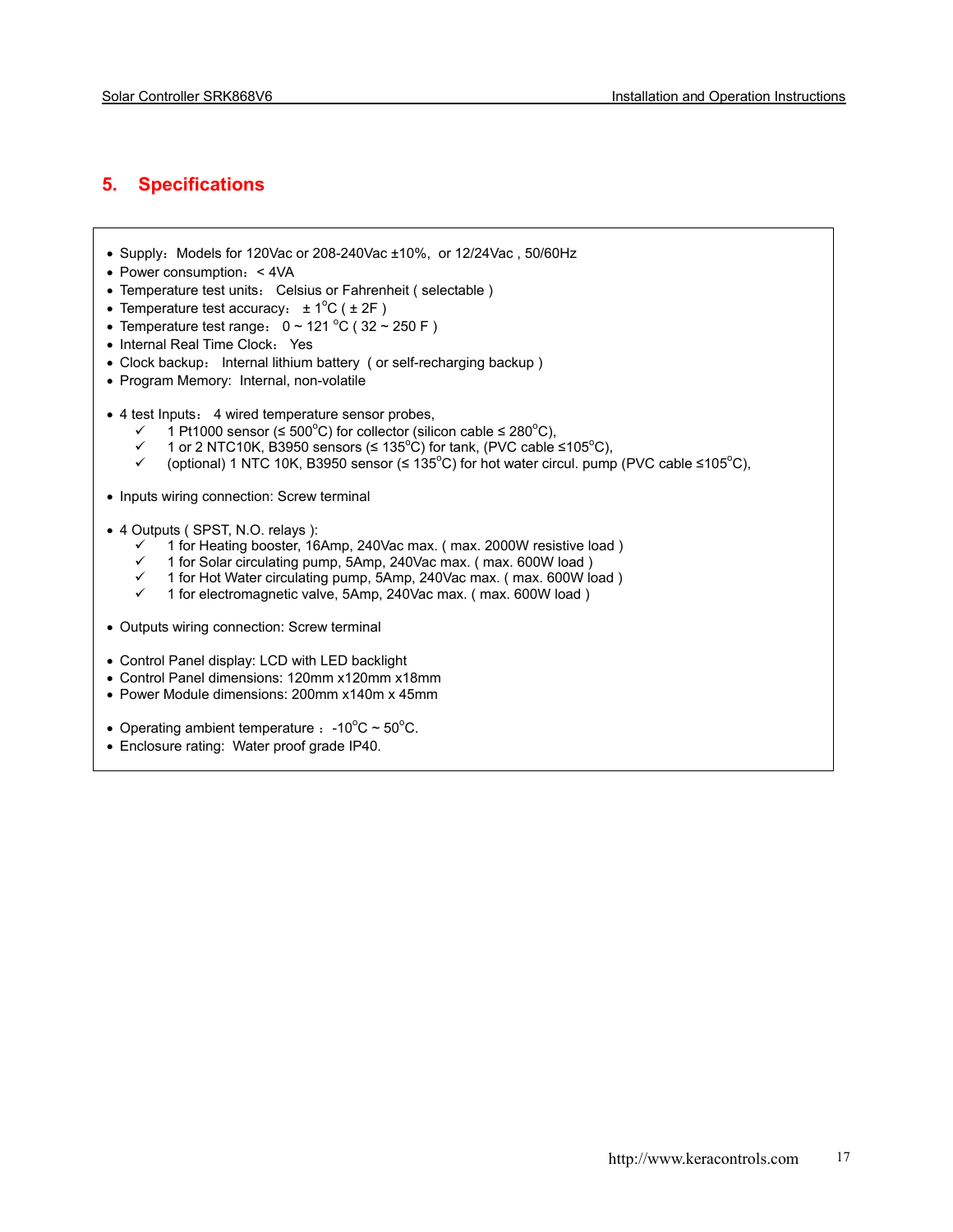## 5. Specifications

- Supply：Models for 120Vac or 208-240Vac ±10%，or 12/24Vac , 50/60Hz
- Power consumption：< 4VA
- Temperature test units： Celsius or Fahrenheit ( selectable )
- Temperature test accuracy： ± 1°C ( ± 2F )
- Temperature test range： 0 ~ 121 °C ( 32 ~ 250 F )
- Internal Real Time Clock： Yes
- Clock backup： Internal lithium battery ( or self-recharging backup )
- Program Memory: Internal, non-volatile

- 4 test Inputs： 4 wired temperature sensor probes,
  - ✓ 1 Pt1000 sensor (≤ 500°C) for collector (silicon cable ≤ 280°C),
  - ✓ 1 or 2 NTC10K, B3950 sensors (≤ 135°C) for tank, (PVC cable ≤105°C),
  - ✓ (optional) 1 NTC 10K, B3950 sensor (≤ 135°C) for hot water circul. pump (PVC cable ≤105°C),

- Inputs wiring connection: Screw terminal

- 4 Outputs ( SPST, N.O. relays ):
  - ✓ 1 for Heating booster, 16Amp, 240Vac max. ( max. 2000W resistive load )
  - ✓ 1 for Solar circulating pump, 5Amp, 240Vac max. ( max. 600W load )
  - ✓ 1 for Hot Water circulating pump, 5Amp, 240Vac max. ( max. 600W load )
  - ✓ 1 for electromagnetic valve, 5Amp, 240Vac max. ( max. 600W load )

- Outputs wiring connection: Screw terminal

- Control Panel display: LCD with LED backlight
- Control Panel dimensions: 120mm x120mm x18mm
- Power Module dimensions: 200mm x140m x 45mm

- Operating ambient temperature ：-10°C ~ 50°C.
- Enclosure rating: Water proof grade IP40.